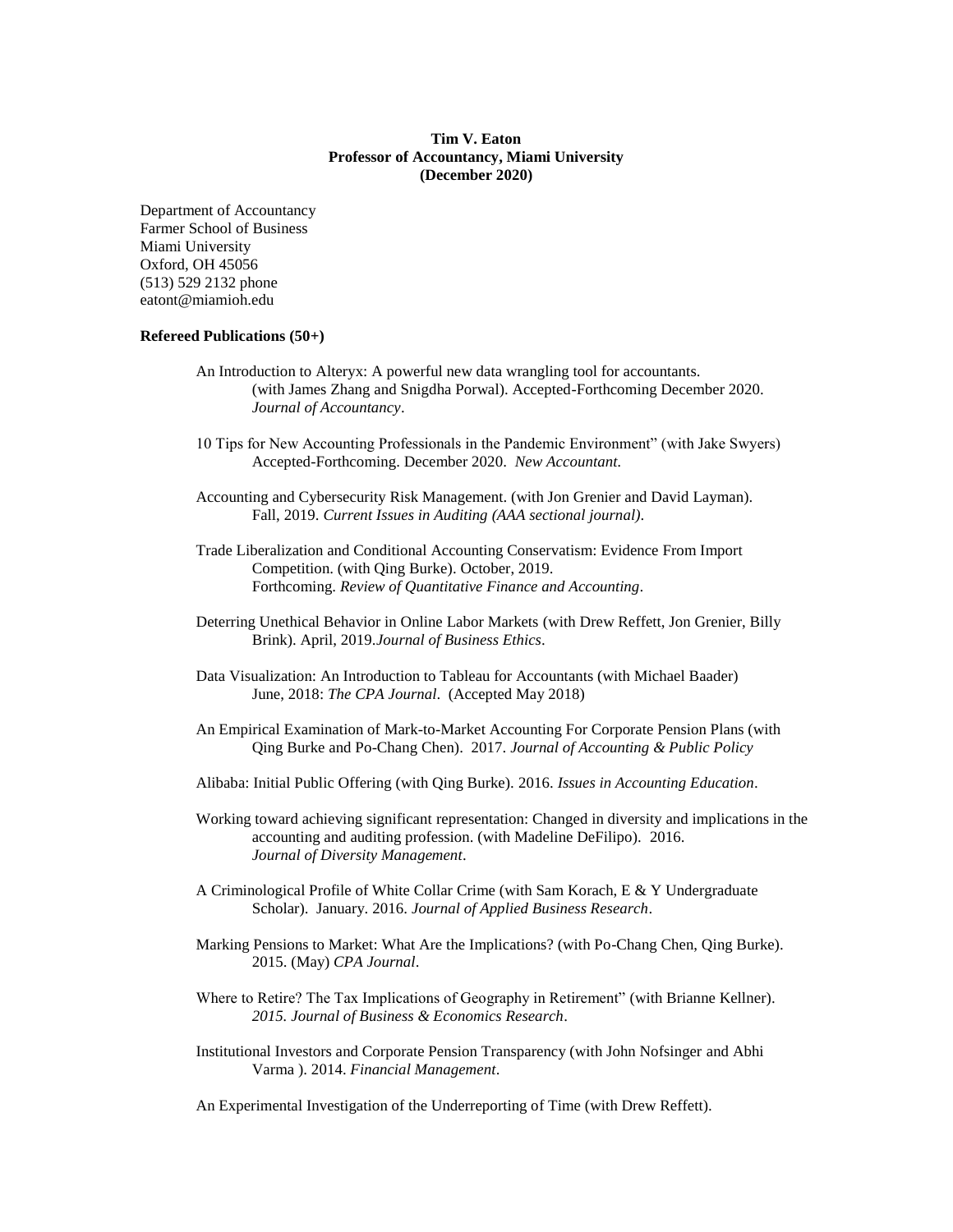**Tim V. Eaton**
**Professor of Accountancy, Miami University**
**(December 2020)**

Department of Accountancy
Farmer School of Business
Miami University
Oxford, OH 45056
(513) 529 2132 phone
eatont@miamioh.edu

**Refereed Publications (50+)**

An Introduction to Alteryx: A powerful new data wrangling tool for accountants. (with James Zhang and Snigdha Porwal). Accepted-Forthcoming December 2020. *Journal of Accountancy*.

10 Tips for New Accounting Professionals in the Pandemic Environment" (with Jake Swyers) Accepted-Forthcoming. December 2020. *New Accountant.*

Accounting and Cybersecurity Risk Management. (with Jon Grenier and David Layman). Fall, 2019. *Current Issues in Auditing (AAA sectional journal).*

Trade Liberalization and Conditional Accounting Conservatism: Evidence From Import Competition. (with Qing Burke). October, 2019. Forthcoming. *Review of Quantitative Finance and Accounting*.

Deterring Unethical Behavior in Online Labor Markets (with Drew Reffett, Jon Grenier, Billy Brink). April, 2019.*Journal of Business Ethics*.

Data Visualization: An Introduction to Tableau for Accountants (with Michael Baader) June, 2018: *The CPA Journal*. (Accepted May 2018)

An Empirical Examination of Mark-to-Market Accounting For Corporate Pension Plans (with Qing Burke and Po-Chang Chen). 2017. *Journal of Accounting & Public Policy*

Alibaba: Initial Public Offering (with Qing Burke). 2016. *Issues in Accounting Education*.

Working toward achieving significant representation: Changed in diversity and implications in the accounting and auditing profession. (with Madeline DeFilipo). 2016. *Journal of Diversity Management*.

A Criminological Profile of White Collar Crime (with Sam Korach, E & Y Undergraduate Scholar). January. 2016. *Journal of Applied Business Research*.

Marking Pensions to Market: What Are the Implications? (with Po-Chang Chen, Qing Burke). 2015. (May) *CPA Journal*.

Where to Retire? The Tax Implications of Geography in Retirement" (with Brianne Kellner). *2015. Journal of Business & Economics Research*.

Institutional Investors and Corporate Pension Transparency (with John Nofsinger and Abhi Varma ). 2014. *Financial Management*.

An Experimental Investigation of the Underreporting of Time (with Drew Reffett).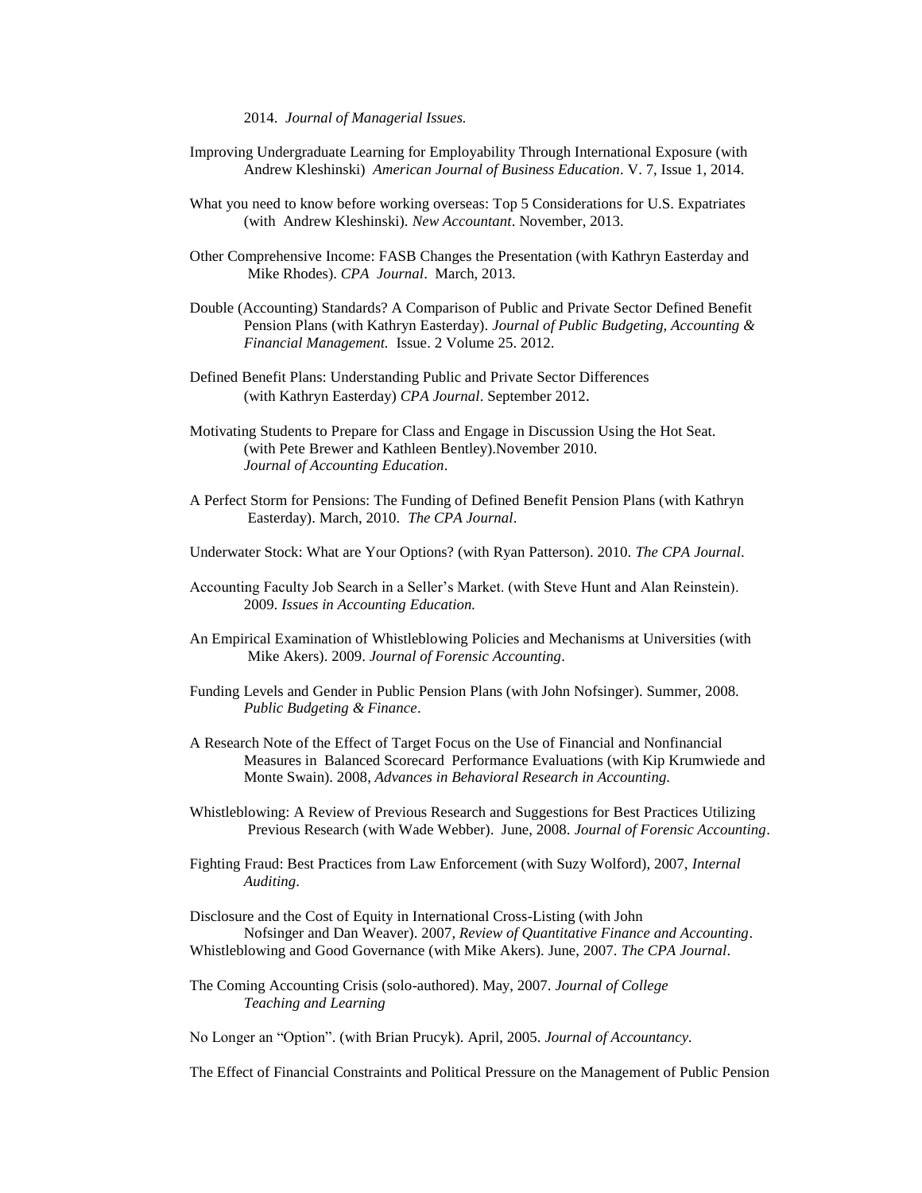2014. *Journal of Managerial Issues.*

Improving Undergraduate Learning for Employability Through International Exposure (with Andrew Kleshinski) *American Journal of Business Education*. V. 7, Issue 1, 2014.

What you need to know before working overseas: Top 5 Considerations for U.S. Expatriates (with Andrew Kleshinski). *New Accountant*. November, 2013.

Other Comprehensive Income: FASB Changes the Presentation (with Kathryn Easterday and Mike Rhodes). *CPA Journal*. March, 2013.

Double (Accounting) Standards? A Comparison of Public and Private Sector Defined Benefit Pension Plans (with Kathryn Easterday). *Journal of Public Budgeting, Accounting & Financial Management.* Issue. 2 Volume 25. 2012.

Defined Benefit Plans: Understanding Public and Private Sector Differences (with Kathryn Easterday) *CPA Journal*. September 2012.

Motivating Students to Prepare for Class and Engage in Discussion Using the Hot Seat. (with Pete Brewer and Kathleen Bentley).November 2010. *Journal of Accounting Education*.

A Perfect Storm for Pensions: The Funding of Defined Benefit Pension Plans (with Kathryn Easterday). March, 2010. *The CPA Journal*.

Underwater Stock: What are Your Options? (with Ryan Patterson). 2010. *The CPA Journal*.

Accounting Faculty Job Search in a Seller's Market. (with Steve Hunt and Alan Reinstein). 2009. *Issues in Accounting Education.*

An Empirical Examination of Whistleblowing Policies and Mechanisms at Universities (with Mike Akers). 2009. *Journal of Forensic Accounting*.

Funding Levels and Gender in Public Pension Plans (with John Nofsinger). Summer, 2008. *Public Budgeting & Finance*.

A Research Note of the Effect of Target Focus on the Use of Financial and Nonfinancial Measures in Balanced Scorecard Performance Evaluations (with Kip Krumwiede and Monte Swain). 2008, *Advances in Behavioral Research in Accounting.*

Whistleblowing: A Review of Previous Research and Suggestions for Best Practices Utilizing Previous Research (with Wade Webber). June, 2008. *Journal of Forensic Accounting*.

Fighting Fraud: Best Practices from Law Enforcement (with Suzy Wolford), 2007, *Internal Auditing*.

Disclosure and the Cost of Equity in International Cross-Listing (with John Nofsinger and Dan Weaver). 2007, *Review of Quantitative Finance and Accounting*.

Whistleblowing and Good Governance (with Mike Akers). June, 2007. *The CPA Journal*.

The Coming Accounting Crisis (solo-authored). May, 2007. *Journal of College Teaching and Learning*

No Longer an "Option". (with Brian Prucyk). April, 2005. *Journal of Accountancy.*

The Effect of Financial Constraints and Political Pressure on the Management of Public Pension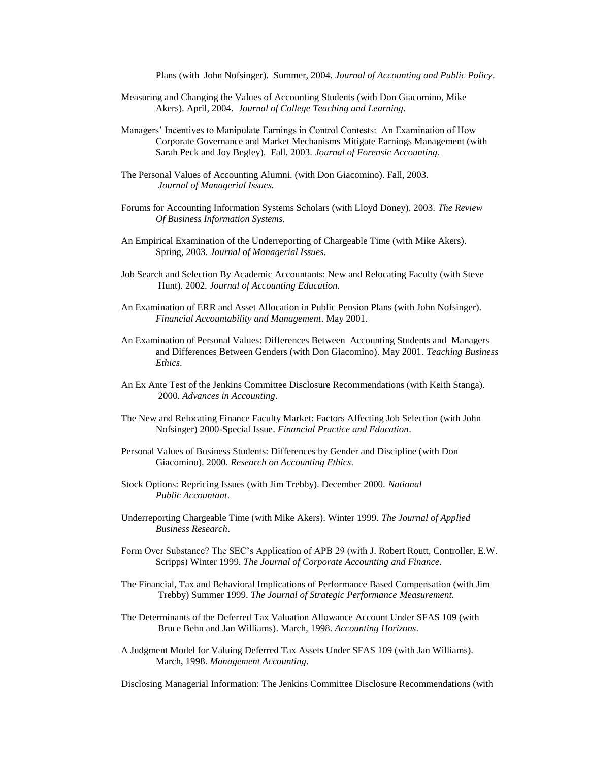Plans (with John Nofsinger). Summer, 2004. *Journal of Accounting and Public Policy*.

Measuring and Changing the Values of Accounting Students (with Don Giacomino, Mike Akers). April, 2004. *Journal of College Teaching and Learning*.

Managers' Incentives to Manipulate Earnings in Control Contests: An Examination of How Corporate Governance and Market Mechanisms Mitigate Earnings Management (with Sarah Peck and Joy Begley). Fall, 2003. *Journal of Forensic Accounting*.

The Personal Values of Accounting Alumni. (with Don Giacomino). Fall, 2003. *Journal of Managerial Issues.*

Forums for Accounting Information Systems Scholars (with Lloyd Doney). 2003. *The Review Of Business Information Systems.*

An Empirical Examination of the Underreporting of Chargeable Time (with Mike Akers). Spring, 2003. *Journal of Managerial Issues.*

Job Search and Selection By Academic Accountants: New and Relocating Faculty (with Steve Hunt). 2002. *Journal of Accounting Education.*

An Examination of ERR and Asset Allocation in Public Pension Plans (with John Nofsinger). *Financial Accountability and Management*. May 2001.

An Examination of Personal Values: Differences Between Accounting Students and Managers and Differences Between Genders (with Don Giacomino). May 2001. *Teaching Business Ethics*.

An Ex Ante Test of the Jenkins Committee Disclosure Recommendations (with Keith Stanga). 2000. *Advances in Accounting*.

The New and Relocating Finance Faculty Market: Factors Affecting Job Selection (with John Nofsinger) 2000-Special Issue. *Financial Practice and Education*.

Personal Values of Business Students: Differences by Gender and Discipline (with Don Giacomino). 2000. *Research on Accounting Ethics*.

Stock Options: Repricing Issues (with Jim Trebby). December 2000. *National Public Accountant*.

Underreporting Chargeable Time (with Mike Akers). Winter 1999. *The Journal of Applied Business Research*.

Form Over Substance? The SEC's Application of APB 29 (with J. Robert Routt, Controller, E.W. Scripps) Winter 1999. *The Journal of Corporate Accounting and Finance*.

The Financial, Tax and Behavioral Implications of Performance Based Compensation (with Jim Trebby) Summer 1999. *The Journal of Strategic Performance Measurement.*

The Determinants of the Deferred Tax Valuation Allowance Account Under SFAS 109 (with Bruce Behn and Jan Williams). March, 1998. *Accounting Horizons*.

A Judgment Model for Valuing Deferred Tax Assets Under SFAS 109 (with Jan Williams). March, 1998. *Management Accounting*.

Disclosing Managerial Information: The Jenkins Committee Disclosure Recommendations (with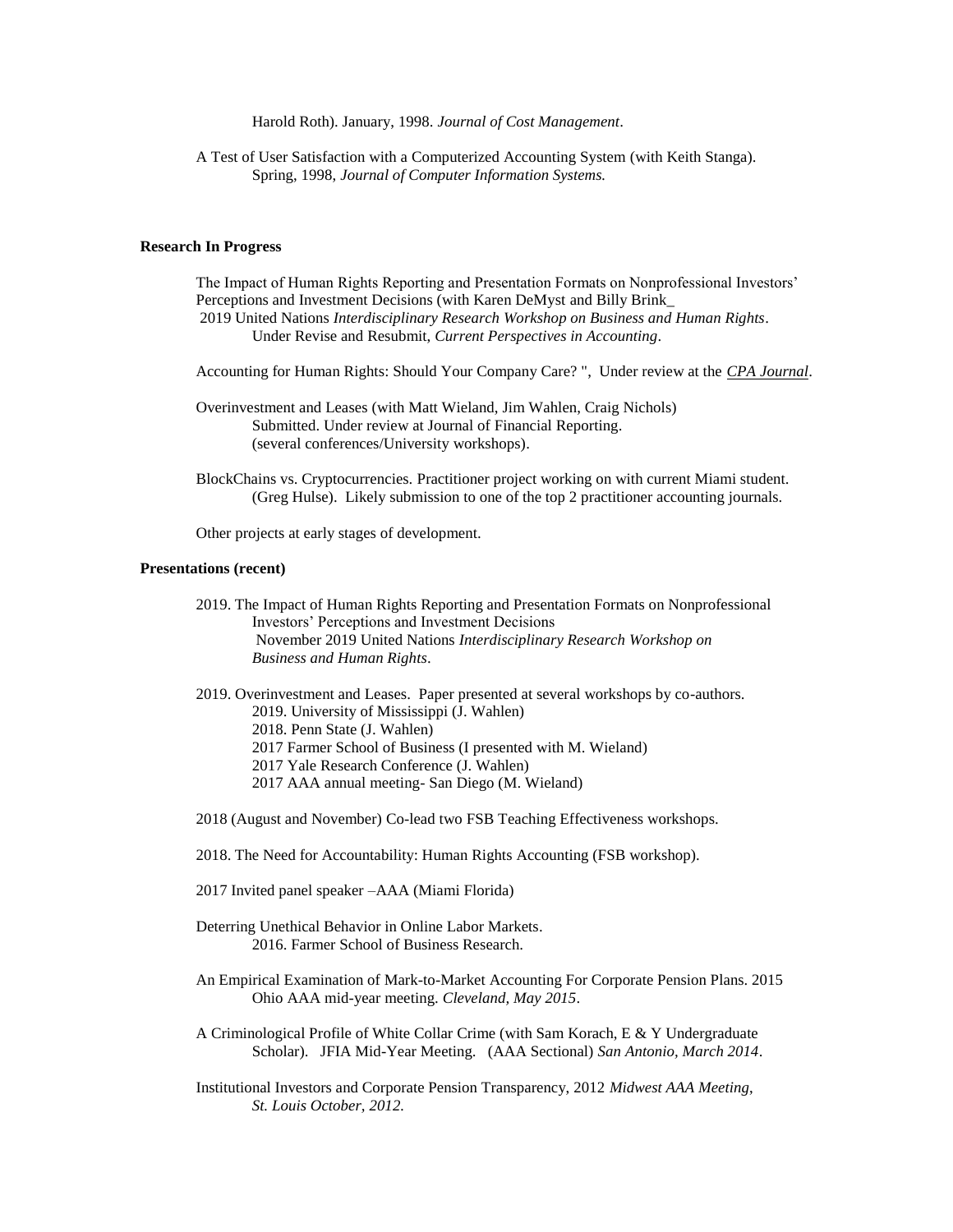Harold Roth). January, 1998. *Journal of Cost Management*.

A Test of User Satisfaction with a Computerized Accounting System (with Keith Stanga). Spring, 1998, *Journal of Computer Information Systems.*

**Research In Progress**

The Impact of Human Rights Reporting and Presentation Formats on Nonprofessional Investors' Perceptions and Investment Decisions (with Karen DeMyst and Billy Brink_
2019 United Nations *Interdisciplinary Research Workshop on Business and Human Rights*.
Under Revise and Resubmit, *Current Perspectives in Accounting*.

Accounting for Human Rights: Should Your Company Care? ", Under review at the *CPA Journal*.

Overinvestment and Leases (with Matt Wieland, Jim Wahlen, Craig Nichols)
Submitted. Under review at Journal of Financial Reporting.
(several conferences/University workshops).

BlockChains vs. Cryptocurrencies. Practitioner project working on with current Miami student. (Greg Hulse). Likely submission to one of the top 2 practitioner accounting journals.

Other projects at early stages of development.

**Presentations (recent)**

2019. The Impact of Human Rights Reporting and Presentation Formats on Nonprofessional Investors' Perceptions and Investment Decisions
November 2019 United Nations *Interdisciplinary Research Workshop on Business and Human Rights*.

2019. Overinvestment and Leases. Paper presented at several workshops by co-authors.
- 2019. University of Mississippi (J. Wahlen)
- 2018. Penn State (J. Wahlen)
- 2017 Farmer School of Business (I presented with M. Wieland)
- 2017 Yale Research Conference (J. Wahlen)
- 2017 AAA annual meeting- San Diego (M. Wieland)

2018 (August and November) Co-lead two FSB Teaching Effectiveness workshops.

2018. The Need for Accountability: Human Rights Accounting (FSB workshop).

2017 Invited panel speaker –AAA (Miami Florida)

Deterring Unethical Behavior in Online Labor Markets.
2016. Farmer School of Business Research.

An Empirical Examination of Mark-to-Market Accounting For Corporate Pension Plans. 2015 Ohio AAA mid-year meeting. *Cleveland, May 2015*.

A Criminological Profile of White Collar Crime (with Sam Korach, E & Y Undergraduate Scholar). JFIA Mid-Year Meeting. (AAA Sectional) *San Antonio, March 2014*.

Institutional Investors and Corporate Pension Transparency, 2012 *Midwest AAA Meeting, St. Louis October, 2012.*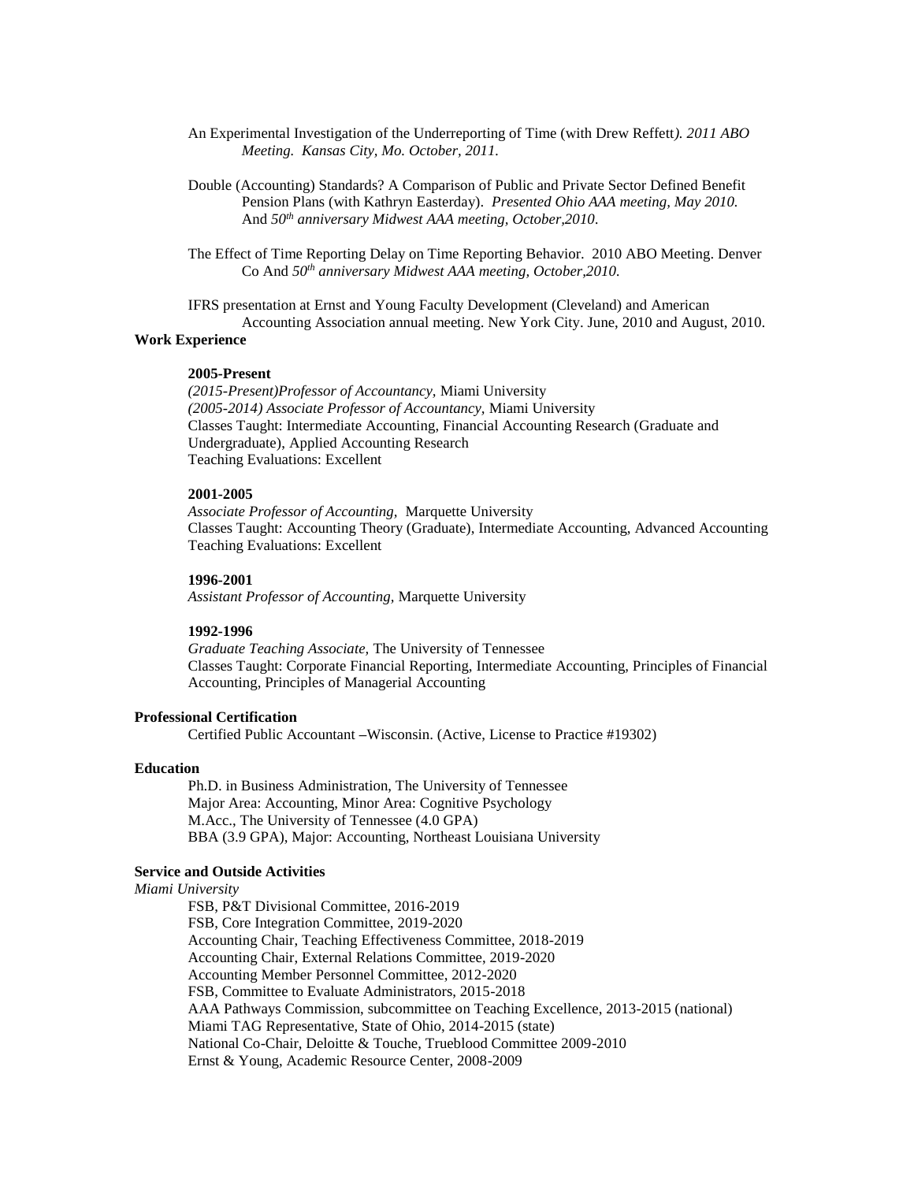An Experimental Investigation of the Underreporting of Time (with Drew Reffett*). 2011 ABO Meeting. Kansas City, Mo. October, 2011.*

Double (Accounting) Standards? A Comparison of Public and Private Sector Defined Benefit Pension Plans (with Kathryn Easterday). *Presented Ohio AAA meeting, May 2010.* And *50th anniversary Midwest AAA meeting, October,2010.*

The Effect of Time Reporting Delay on Time Reporting Behavior. 2010 ABO Meeting. Denver Co And *50th anniversary Midwest AAA meeting, October,2010.*

IFRS presentation at Ernst and Young Faculty Development (Cleveland) and American Accounting Association annual meeting. New York City. June, 2010 and August, 2010.

**Work Experience**

**2005-Present**
*(2015-Present)Professor of Accountancy,* Miami University
*(2005-2014) Associate Professor of Accountancy,* Miami University
Classes Taught: Intermediate Accounting, Financial Accounting Research (Graduate and Undergraduate), Applied Accounting Research
Teaching Evaluations: Excellent

**2001-2005**
*Associate Professor of Accounting,* Marquette University
Classes Taught: Accounting Theory (Graduate), Intermediate Accounting, Advanced Accounting
Teaching Evaluations: Excellent

**1996-2001**
*Assistant Professor of Accounting,* Marquette University

**1992-1996**
*Graduate Teaching Associate,* The University of Tennessee
Classes Taught: Corporate Financial Reporting, Intermediate Accounting, Principles of Financial Accounting, Principles of Managerial Accounting

**Professional Certification**

Certified Public Accountant –Wisconsin. (Active, License to Practice #19302)

**Education**

Ph.D. in Business Administration, The University of Tennessee
Major Area: Accounting, Minor Area: Cognitive Psychology
M.Acc., The University of Tennessee (4.0 GPA)
BBA (3.9 GPA), Major: Accounting, Northeast Louisiana University

**Service and Outside Activities**

*Miami University*

FSB, P&T Divisional Committee, 2016-2019
FSB, Core Integration Committee, 2019-2020
Accounting Chair, Teaching Effectiveness Committee, 2018-2019
Accounting Chair, External Relations Committee, 2019-2020
Accounting Member Personnel Committee, 2012-2020
FSB, Committee to Evaluate Administrators, 2015-2018
AAA Pathways Commission, subcommittee on Teaching Excellence, 2013-2015 (national)
Miami TAG Representative, State of Ohio, 2014-2015 (state)
National Co-Chair, Deloitte & Touche, Trueblood Committee 2009-2010
Ernst & Young, Academic Resource Center, 2008-2009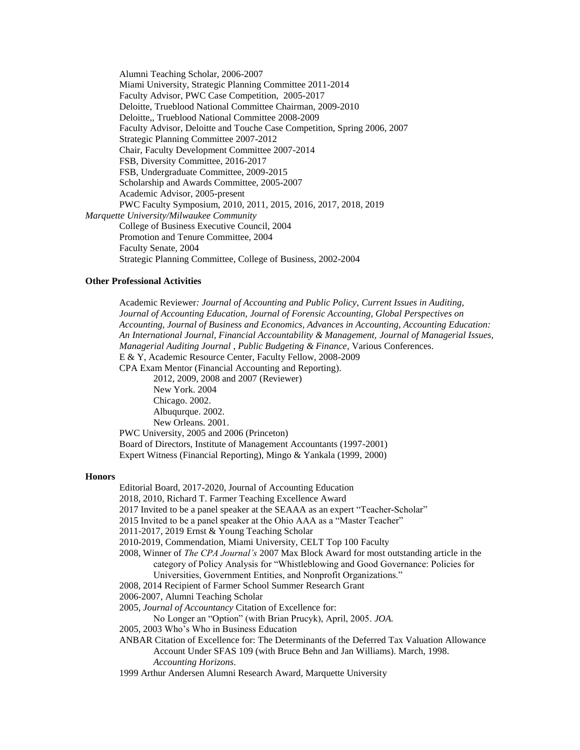Alumni Teaching Scholar, 2006-2007
Miami University, Strategic Planning Committee 2011-2014
Faculty Advisor, PWC Case Competition, 2005-2017
Deloitte, Trueblood National Committee Chairman, 2009-2010
Deloitte,, Trueblood National Committee 2008-2009
Faculty Advisor, Deloitte and Touche Case Competition, Spring 2006, 2007
Strategic Planning Committee 2007-2012
Chair, Faculty Development Committee 2007-2014
FSB, Diversity Committee, 2016-2017
FSB, Undergraduate Committee, 2009-2015
Scholarship and Awards Committee, 2005-2007
Academic Advisor, 2005-present
PWC Faculty Symposium, 2010, 2011, 2015, 2016, 2017, 2018, 2019

*Marquette University/Milwaukee Community*

College of Business Executive Council, 2004
Promotion and Tenure Committee, 2004
Faculty Senate, 2004
Strategic Planning Committee, College of Business, 2002-2004

**Other Professional Activities**

Academic Reviewer*: Journal of Accounting and Public Policy, Current Issues in Auditing, Journal of Accounting Education, Journal of Forensic Accounting, Global Perspectives on Accounting, Journal of Business and Economics, Advances in Accounting, Accounting Education: An International Journal, Financial Accountability & Management, Journal of Managerial Issues, Managerial Auditing Journal , Public Budgeting & Finance*, Various Conferences.
E & Y, Academic Resource Center, Faculty Fellow, 2008-2009
CPA Exam Mentor (Financial Accounting and Reporting).
- 2012, 2009, 2008 and 2007 (Reviewer)
- New York. 2004
- Chicago. 2002.
- Albuquerque. 2002.
- New Orleans. 2001.

PWC University, 2005 and 2006 (Princeton)
Board of Directors, Institute of Management Accountants (1997-2001)
Expert Witness (Financial Reporting), Mingo & Yankala (1999, 2000)

**Honors**

Editorial Board, 2017-2020, Journal of Accounting Education
2018, 2010, Richard T. Farmer Teaching Excellence Award
2017 Invited to be a panel speaker at the SEAAA as an expert "Teacher-Scholar"
2015 Invited to be a panel speaker at the Ohio AAA as a "Master Teacher"
2011-2017, 2019 Ernst & Young Teaching Scholar
2010-2019, Commendation, Miami University, CELT Top 100 Faculty
2008, Winner of *The CPA Journal's* 2007 Max Block Award for most outstanding article in the category of Policy Analysis for "Whistleblowing and Good Governance: Policies for Universities, Government Entities, and Nonprofit Organizations."
2008, 2014 Recipient of Farmer School Summer Research Grant
2006-2007, Alumni Teaching Scholar
2005, *Journal of Accountancy* Citation of Excellence for:
No Longer an "Option" (with Brian Prucyk), April, 2005. *JOA.*
2005, 2003 Who's Who in Business Education
ANBAR Citation of Excellence for: The Determinants of the Deferred Tax Valuation Allowance Account Under SFAS 109 (with Bruce Behn and Jan Williams). March, 1998. *Accounting Horizons*.
1999 Arthur Andersen Alumni Research Award, Marquette University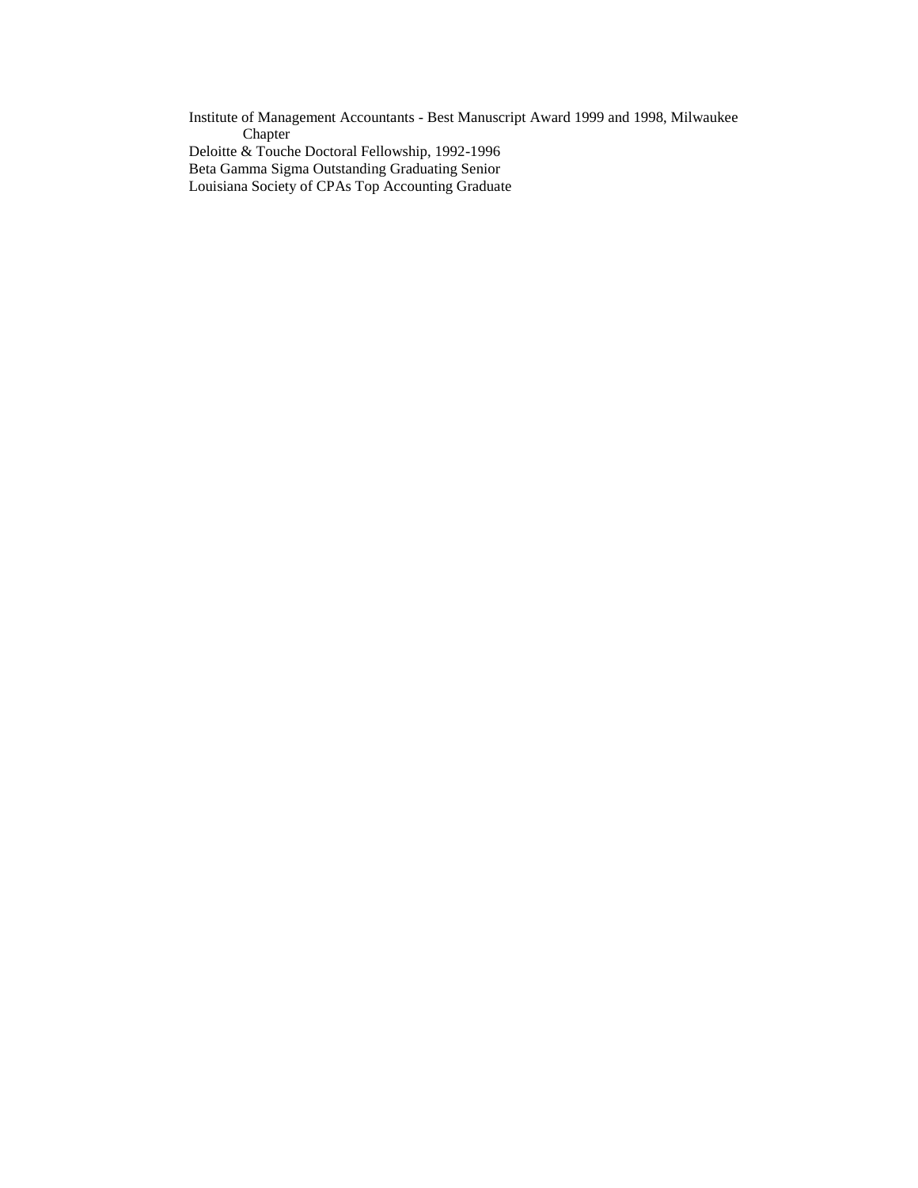Institute of Management Accountants - Best Manuscript Award 1999 and 1998, Milwaukee Chapter
Deloitte & Touche Doctoral Fellowship, 1992-1996
Beta Gamma Sigma Outstanding Graduating Senior
Louisiana Society of CPAs Top Accounting Graduate